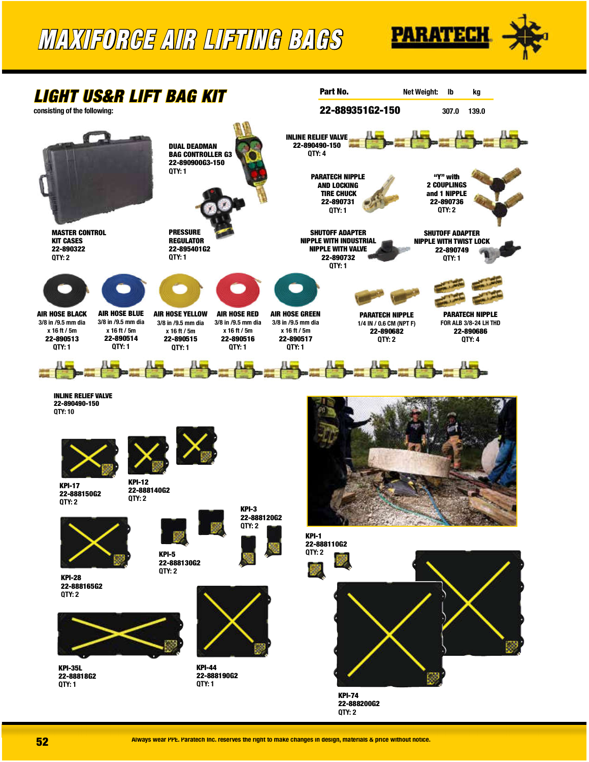# MAXIFORCE AIR LIFTING BAGS

PARATECH

## LIGHT US&R LIFT BAG KIT

consisting of the following:

| Part No. | Net Weight: lb | kg |
|---|---|---|
| 22-889351G2-150 | 307.0 | 139.0 |

**MASTER CONTROL KIT CASES**
22-890322
QTY: 2

**DUAL DEADMAN BAG CONTROLLER G3**
22-890900G3-150
QTY: 1

**PRESSURE REGULATOR**
22-895401G2
QTY: 1

**INLINE RELIEF VALVE**
22-890490-150
QTY: 4

**PARATECH NIPPLE AND LOCKING TIRE CHUCK**
22-890731
QTY: 1

**"Y" with 2 COUPLINGS and 1 NIPPLE**
22-890736
QTY: 2

**SHUTOFF ADAPTER NIPPLE WITH INDUSTRIAL NIPPLE WITH VALVE**
22-890732
QTY: 1

**SHUTOFF ADAPTER NIPPLE WITH TWIST LOCK**
22-890749
QTY: 1

**AIR HOSE BLACK**
3/8 in /9.5 mm dia x 16 ft / 5m
22-890513
QTY: 1

**AIR HOSE BLUE**
3/8 in /9.5 mm dia x 16 ft / 5m
22-890514
QTY: 1

**AIR HOSE YELLOW**
3/8 in /9.5 mm dia x 16 ft / 5m
22-890515
QTY: 1

**AIR HOSE RED**
3/8 in /9.5 mm dia x 16 ft / 5m
22-890516
QTY: 1

**AIR HOSE GREEN**
3/8 in /9.5 mm dia x 16 ft / 5m
22-890517
QTY: 1

**PARATECH NIPPLE**
1/4 IN / 0.6 CM (NPT F)
22-890682
QTY: 2

**PARATECH NIPPLE**
FOR ALB 3/8-24 LH THD
22-890686
QTY: 4

**INLINE RELIEF VALVE**
22-890490-150
QTY: 10

**KPI-17**
22-888150G2
QTY: 2

**KPI-12**
22-888140G2
QTY: 2

**KPI-3**
22-888120G2
QTY: 2

**KPI-28**
22-888165G2
QTY: 2

**KPI-5**
22-888130G2
QTY: 2

**KPI-1**
22-888110G2
QTY: 2

**KPI-35L**
22-88818G2
QTY: 1

**KPI-44**
22-888190G2
QTY: 1

**KPI-74**
22-888200G2
QTY: 2

Always wear PPE. Paratech Inc. reserves the right to make changes in design, materials & price without notice.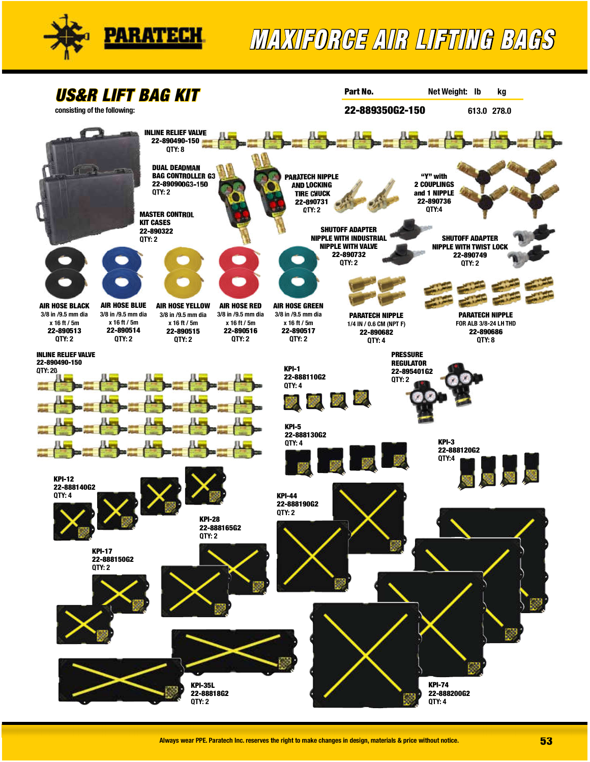# MAXIFORCE AIR LIFTING BAGS

## US&R LIFT BAG KIT

consisting of the following:

| Part No. | Net Weight: lb | kg |
|---|---|---|
| 22-889350G2-150 | 613.0 | 278.0 |

**INLINE RELIEF VALVE**
22-890490-150
QTY: 8

**DUAL DEADMAN BAG CONTROLLER G3**
22-890900G3-150
QTY: 2

**MASTER CONTROL KIT CASES**
22-890322
QTY: 2

**PARATECH NIPPLE AND LOCKING TIRE CHUCK**
22-890731
QTY: 2

**"Y" with 2 COUPLINGS and 1 NIPPLE**
22-890736
QTY:4

**SHUTOFF ADAPTER NIPPLE WITH INDUSTRIAL NIPPLE WITH VALVE**
22-890732
QTY: 2

**SHUTOFF ADAPTER NIPPLE WITH TWIST LOCK**
22-890749
QTY: 2

**AIR HOSE BLACK**
3/8 in /9.5 mm dia x 16 ft / 5m
22-890513
QTY: 2

**AIR HOSE BLUE**
3/8 in /9.5 mm dia x 16 ft / 5m
22-890514
QTY: 2

**AIR HOSE YELLOW**
3/8 in /9.5 mm dia x 16 ft / 5m
22-890515
QTY: 2

**AIR HOSE RED**
3/8 in /9.5 mm dia x 16 ft / 5m
22-890516
QTY: 2

**AIR HOSE GREEN**
3/8 in /9.5 mm dia x 16 ft / 5m
22-890517
QTY: 2

**PARATECH NIPPLE**
1/4 IN / 0.6 CM (NPT F)
22-890682
QTY: 4

**PARATECH NIPPLE**
FOR ALB 3/8-24 LH THD
22-890686
QTY: 8

**INLINE RELIEF VALVE**
22-890490-150
QTY: 20

**KPI-1**
22-888110G2
QTY: 4

**PRESSURE REGULATOR**
22-895401G2
QTY: 2

**KPI-5**
22-888130G2
QTY: 4

**KPI-3**
22-888120G2
QTY:4

**KPI-12**
22-888140G2
QTY: 4

**KPI-44**
22-888190G2
QTY: 2

**KPI-28**
22-888165G2
QTY: 2

**KPI-17**
22-888150G2
QTY: 2

**KPI-35L**
22-88818G2
QTY: 2

**KPI-74**
22-888200G2
QTY: 4

Always wear PPE. Paratech Inc. reserves the right to make changes in design, materials & price without notice.